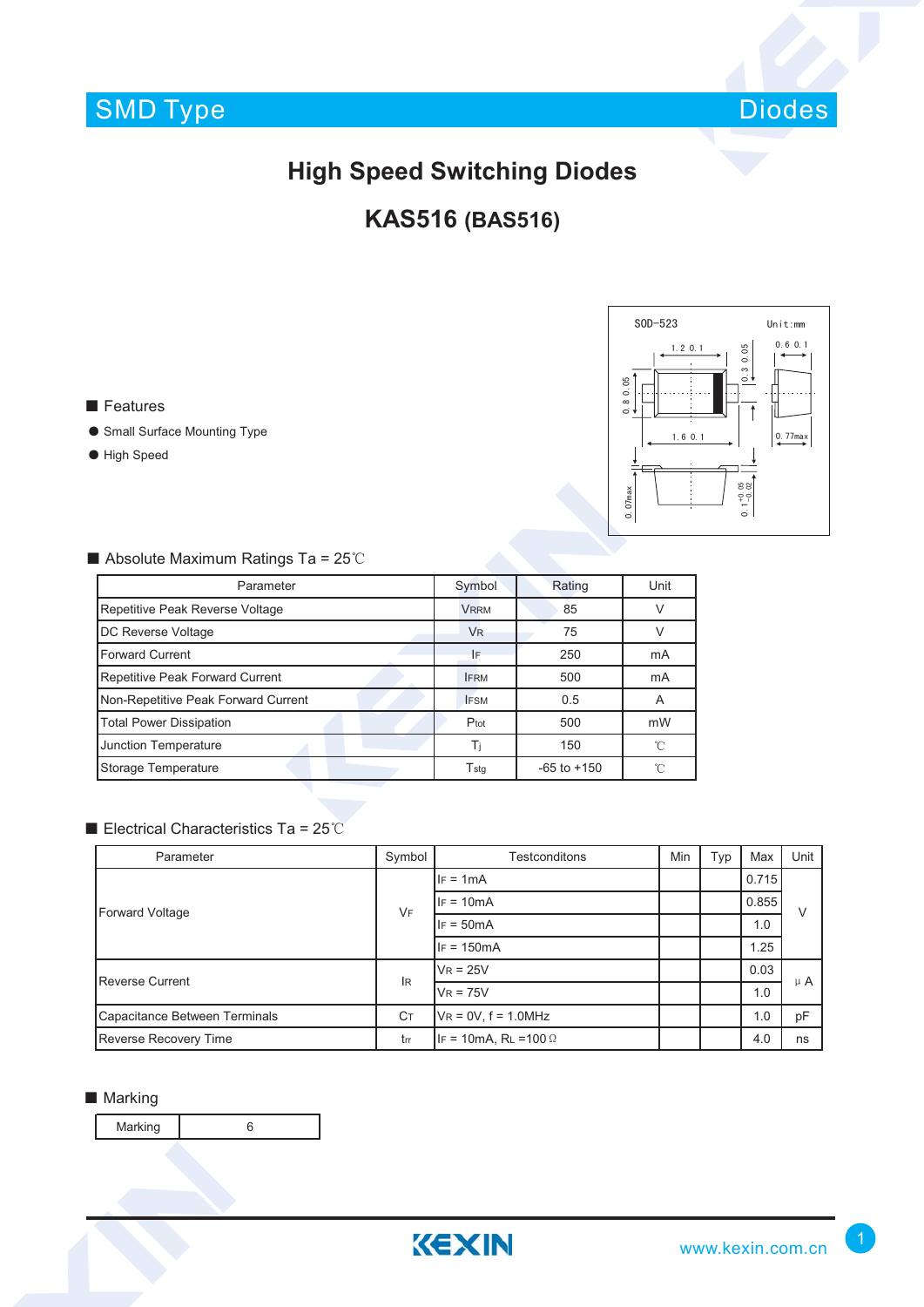SMD Type Diodes

# High Speed Switching Diodes

## KAS516 (BAS516)

■ Features

- Small Surface Mounting Type
- High Speed

■ Absolute Maximum Ratings Ta = 25℃

| Parameter | Symbol | Rating | Unit |
|---|---|---|---|
| Repetitive Peak Reverse Voltage | $V_{RRM}$ | 85 | V |
| DC Reverse Voltage | $V_R$ | 75 | V |
| Forward Current | $I_F$ | 250 | mA |
| Repetitive Peak Forward Current | $I_{FRM}$ | 500 | mA |
| Non-Repetitive Peak Forward Current | $I_{FSM}$ | 0.5 | A |
| Total Power Dissipation | $P_{tot}$ | 500 | mW |
| Junction Temperature | $T_j$ | 150 | ℃ |
| Storage Temperature | $T_{stg}$ | -65 to +150 | ℃ |

■ Electrical Characteristics Ta = 25℃

| Parameter | Symbol | Testconditons | Min | Typ | Max | Unit |
|---|---|---|---|---|---|---|
| Forward Voltage | $V_F$ | $I_F$ = 1mA | | | 0.715 | V |
| | | $I_F$ = 10mA | | | 0.855 | |
| | | $I_F$ = 50mA | | | 1.0 | |
| | | $I_F$ = 150mA | | | 1.25 | |
| Reverse Current | $I_R$ | $V_R$ = 25V | | | 0.03 | μA |
| | | $V_R$ = 75V | | | 1.0 | |
| Capacitance Between Terminals | $C_T$ | $V_R$ = 0V, f = 1.0MHz | | | 1.0 | pF |
| Reverse Recovery Time | $t_{rr}$ | $I_F$ = 10mA, $R_L$ =100Ω | | | 4.0 | ns |

■ Marking

| Marking | 6 |
|---|---|

www.kexin.com.cn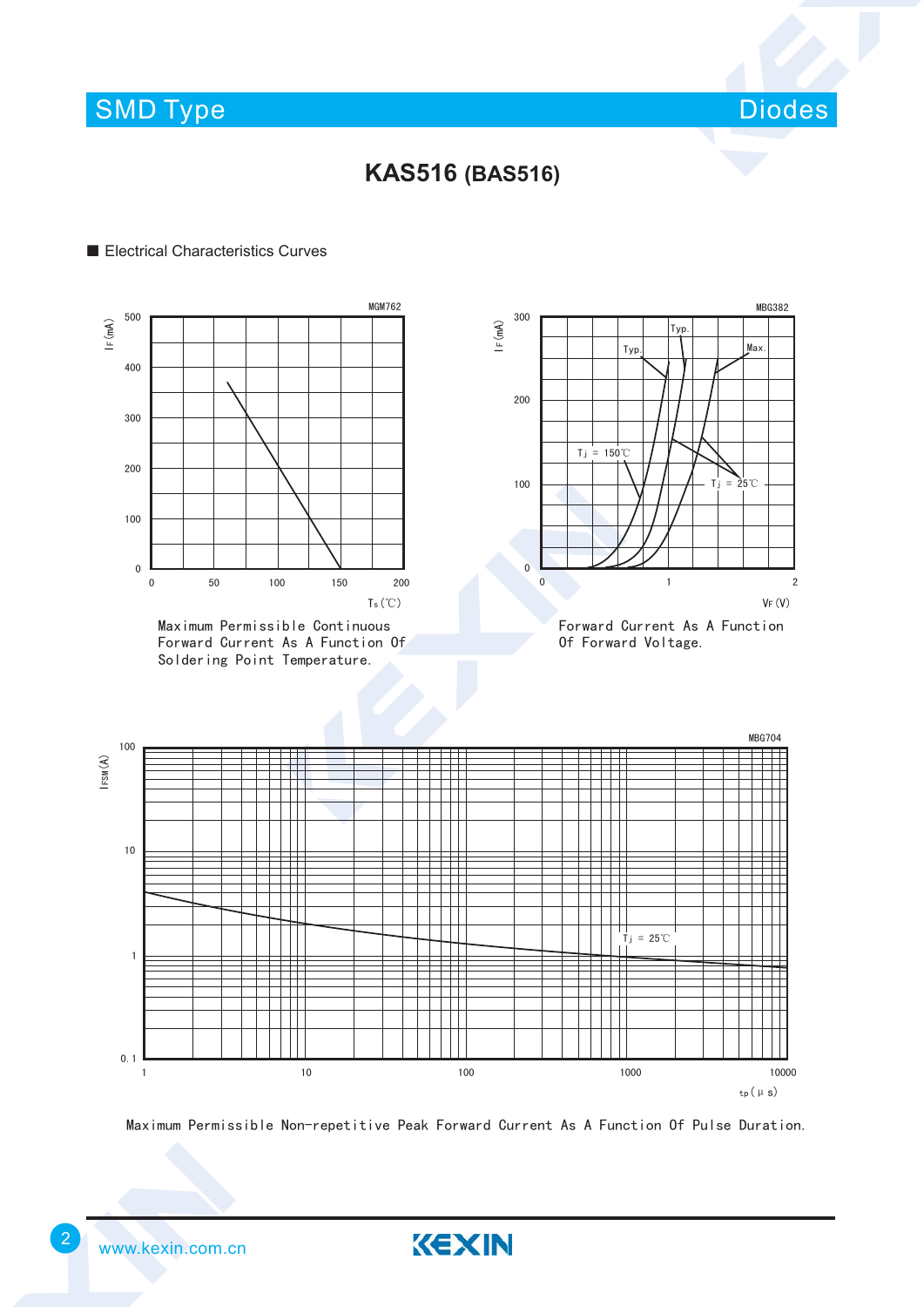# KAS516 (BAS516)

## Electrical Characteristics Curves

Maximum Permissible Continuous Forward Current As A Function Of Soldering Point Temperature.

Forward Current As A Function Of Forward Voltage.

Maximum Permissible Non-repetitive Peak Forward Current As A Function Of Pulse Duration.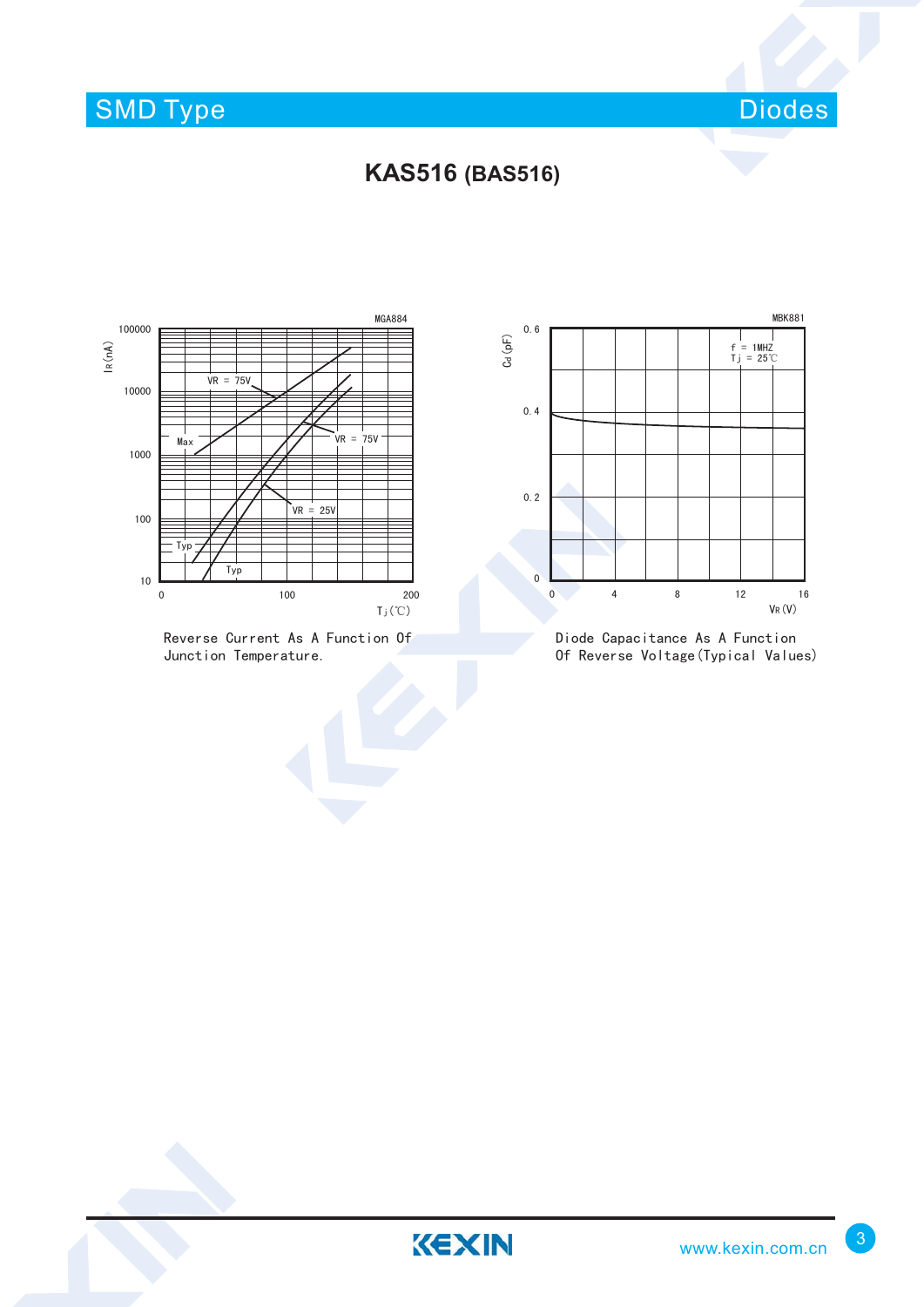# KAS516 (BAS516)

MGA884

$I_R$ (nA)

100000

10000

1000

100

10

0

100

200

$T_j$ (℃)

VR = 75V

Max

VR = 75V

VR = 25V

Typ

Typ

Reverse Current As A Function Of Junction Temperature.

MBK881

$C_d$ (pF)

0.6

0.4

0.2

0

0

4

8

12

16

$V_R$ (V)

f = 1MHZ

$T_j$ = 25℃

Diode Capacitance As A Function Of Reverse Voltage(Typical Values)